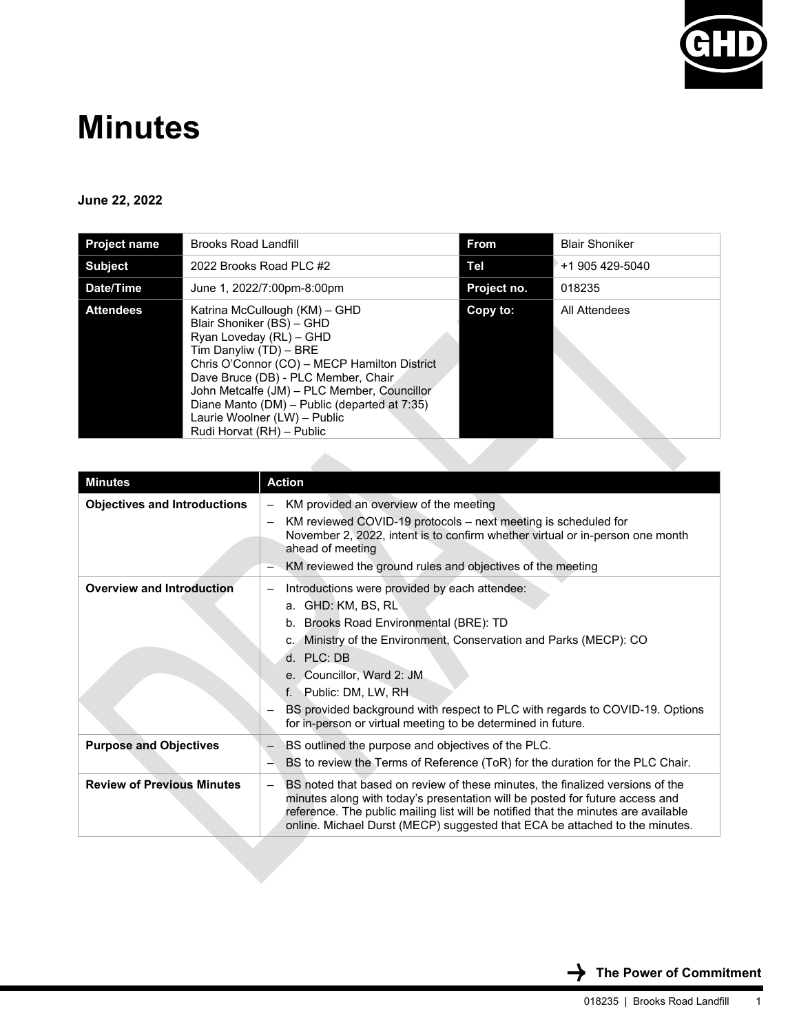# Minutes

**June 22, 2022**

| **Project name** | Brooks Road Landfill | **From** | Blair Shoniker |
|---|---|---|---|
| **Subject** | 2022 Brooks Road PLC #2 | **Tel** | +1 905 429-5040 |
| **Date/Time** | June 1, 2022/7:00pm-8:00pm | **Project no.** | 018235 |
| **Attendees** | Katrina McCullough (KM) – GHD<br>Blair Shoniker (BS) – GHD<br>Ryan Loveday (RL) – GHD<br>Tim Danyliw (TD) – BRE<br>Chris O'Connor (CO) – MECP Hamilton District<br>Dave Bruce (DB) - PLC Member, Chair<br>John Metcalfe (JM) – PLC Member, Councillor<br>Diane Manto (DM) – Public (departed at 7:35)<br>Laurie Woolner (LW) – Public<br>Rudi Horvat (RH) – Public | **Copy to:** | All Attendees |

| **Minutes** | **Action** |
|---|---|
| **Objectives and Introductions** | – KM provided an overview of the meeting<br>– KM reviewed COVID-19 protocols – next meeting is scheduled for November 2, 2022, intent is to confirm whether virtual or in-person one month ahead of meeting<br>– KM reviewed the ground rules and objectives of the meeting |
| **Overview and Introduction** | – Introductions were provided by each attendee:<br>a. GHD: KM, BS, RL<br>b. Brooks Road Environmental (BRE): TD<br>c. Ministry of the Environment, Conservation and Parks (MECP): CO<br>d. PLC: DB<br>e. Councillor, Ward 2: JM<br>f. Public: DM, LW, RH<br>– BS provided background with respect to PLC with regards to COVID-19. Options for in-person or virtual meeting to be determined in future. |
| **Purpose and Objectives** | – BS outlined the purpose and objectives of the PLC.<br>– BS to review the Terms of Reference (ToR) for the duration for the PLC Chair. |
| **Review of Previous Minutes** | – BS noted that based on review of these minutes, the finalized versions of the minutes along with today's presentation will be posted for future access and reference. The public mailing list will be notified that the minutes are available online. Michael Durst (MECP) suggested that ECA be attached to the minutes. |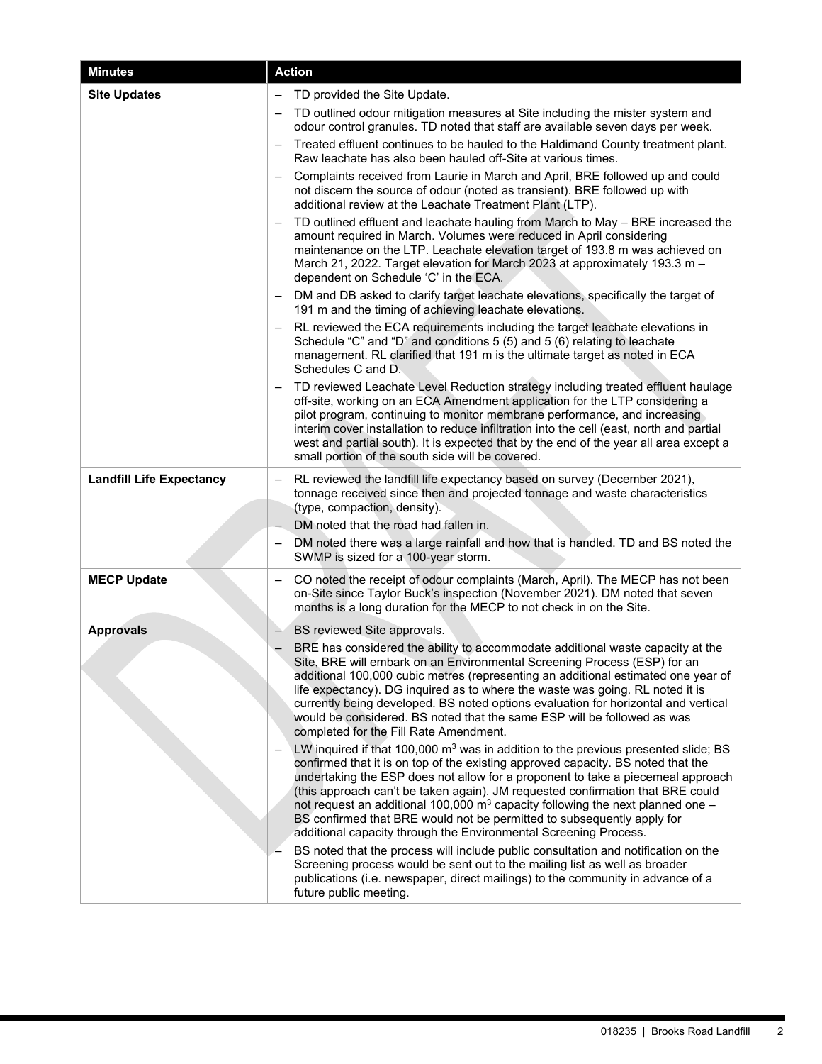| Minutes | Action |
| --- | --- |
| **Site Updates** | – TD provided the Site Update.<br>– TD outlined odour mitigation measures at Site including the mister system and odour control granules. TD noted that staff are available seven days per week.<br>– Treated effluent continues to be hauled to the Haldimand County treatment plant. Raw leachate has also been hauled off-Site at various times.<br>– Complaints received from Laurie in March and April, BRE followed up and could not discern the source of odour (noted as transient). BRE followed up with additional review at the Leachate Treatment Plant (LTP).<br>– TD outlined effluent and leachate hauling from March to May – BRE increased the amount required in March. Volumes were reduced in April considering maintenance on the LTP. Leachate elevation target of 193.8 m was achieved on March 21, 2022. Target elevation for March 2023 at approximately 193.3 m – dependent on Schedule 'C' in the ECA.<br>– DM and DB asked to clarify target leachate elevations, specifically the target of 191 m and the timing of achieving leachate elevations.<br>– RL reviewed the ECA requirements including the target leachate elevations in Schedule "C" and "D" and conditions 5 (5) and 5 (6) relating to leachate management. RL clarified that 191 m is the ultimate target as noted in ECA Schedules C and D.<br>– TD reviewed Leachate Level Reduction strategy including treated effluent haulage off-site, working on an ECA Amendment application for the LTP considering a pilot program, continuing to monitor membrane performance, and increasing interim cover installation to reduce infiltration into the cell (east, north and partial west and partial south). It is expected that by the end of the year all area except a small portion of the south side will be covered. |
| **Landfill Life Expectancy** | – RL reviewed the landfill life expectancy based on survey (December 2021), tonnage received since then and projected tonnage and waste characteristics (type, compaction, density).<br>– DM noted that the road had fallen in.<br>– DM noted there was a large rainfall and how that is handled. TD and BS noted the SWMP is sized for a 100-year storm. |
| **MECP Update** | – CO noted the receipt of odour complaints (March, April). The MECP has not been on-Site since Taylor Buck's inspection (November 2021). DM noted that seven months is a long duration for the MECP to not check in on the Site. |
| **Approvals** | – BS reviewed Site approvals.<br>– BRE has considered the ability to accommodate additional waste capacity at the Site, BRE will embark on an Environmental Screening Process (ESP) for an additional 100,000 cubic metres (representing an additional estimated one year of life expectancy). DG inquired as to where the waste was going. RL noted it is currently being developed. BS noted options evaluation for horizontal and vertical would be considered. BS noted that the same ESP will be followed as was completed for the Fill Rate Amendment.<br>– LW inquired if that 100,000 $m^3$ was in addition to the previous presented slide; BS confirmed that it is on top of the existing approved capacity. BS noted that the undertaking the ESP does not allow for a proponent to take a piecemeal approach (this approach can't be taken again). JM requested confirmation that BRE could not request an additional 100,000 $m^3$ capacity following the next planned one – BS confirmed that BRE would not be permitted to subsequently apply for additional capacity through the Environmental Screening Process.<br>– BS noted that the process will include public consultation and notification on the Screening process would be sent out to the mailing list as well as broader publications (i.e. newspaper, direct mailings) to the community in advance of a future public meeting. |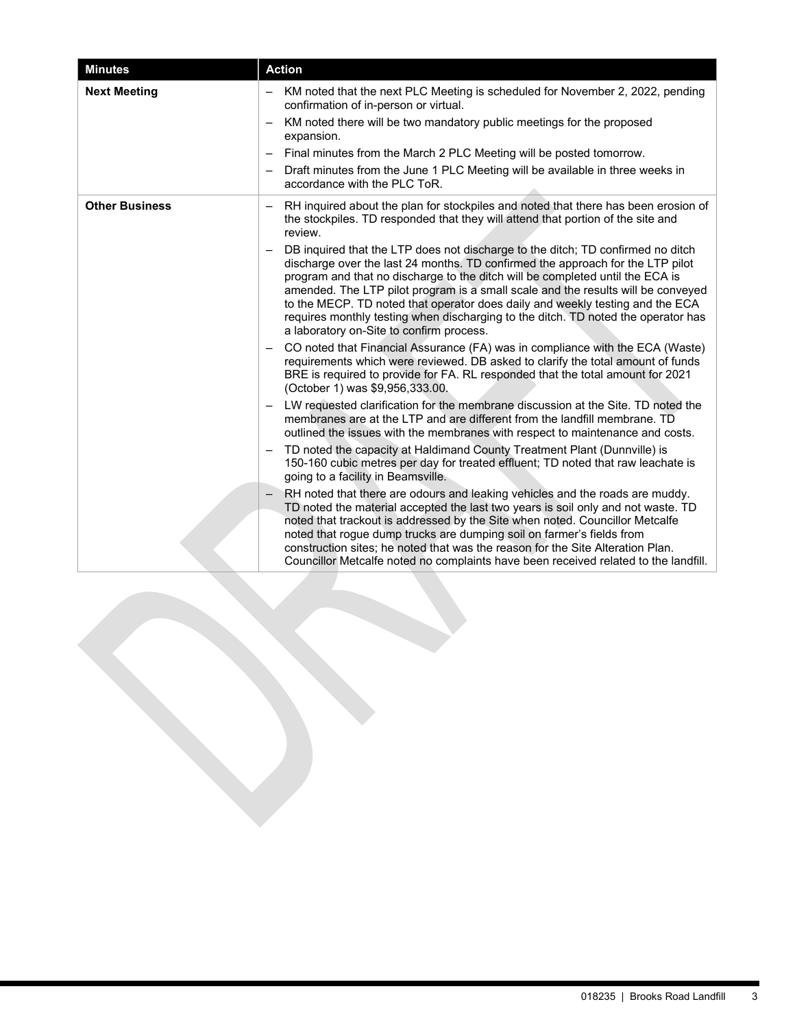| Minutes | Action |
| --- | --- |
| **Next Meeting** | – KM noted that the next PLC Meeting is scheduled for November 2, 2022, pending confirmation of in-person or virtual.<br>– KM noted there will be two mandatory public meetings for the proposed expansion.<br>– Final minutes from the March 2 PLC Meeting will be posted tomorrow.<br>– Draft minutes from the June 1 PLC Meeting will be available in three weeks in accordance with the PLC ToR. |
| **Other Business** | – RH inquired about the plan for stockpiles and noted that there has been erosion of the stockpiles. TD responded that they will attend that portion of the site and review.<br>– DB inquired that the LTP does not discharge to the ditch; TD confirmed no ditch discharge over the last 24 months. TD confirmed the approach for the LTP pilot program and that no discharge to the ditch will be completed until the ECA is amended. The LTP pilot program is a small scale and the results will be conveyed to the MECP. TD noted that operator does daily and weekly testing and the ECA requires monthly testing when discharging to the ditch. TD noted the operator has a laboratory on-Site to confirm process.<br>– CO noted that Financial Assurance (FA) was in compliance with the ECA (Waste) requirements which were reviewed. DB asked to clarify the total amount of funds BRE is required to provide for FA. RL responded that the total amount for 2021 (October 1) was $9,956,333.00.<br>– LW requested clarification for the membrane discussion at the Site. TD noted the membranes are at the LTP and are different from the landfill membrane. TD outlined the issues with the membranes with respect to maintenance and costs.<br>– TD noted the capacity at Haldimand County Treatment Plant (Dunnville) is 150-160 cubic metres per day for treated effluent; TD noted that raw leachate is going to a facility in Beamsville.<br>– RH noted that there are odours and leaking vehicles and the roads are muddy. TD noted the material accepted the last two years is soil only and not waste. TD noted that trackout is addressed by the Site when noted. Councillor Metcalfe noted that rogue dump trucks are dumping soil on farmer's fields from construction sites; he noted that was the reason for the Site Alteration Plan. Councillor Metcalfe noted no complaints have been received related to the landfill. |